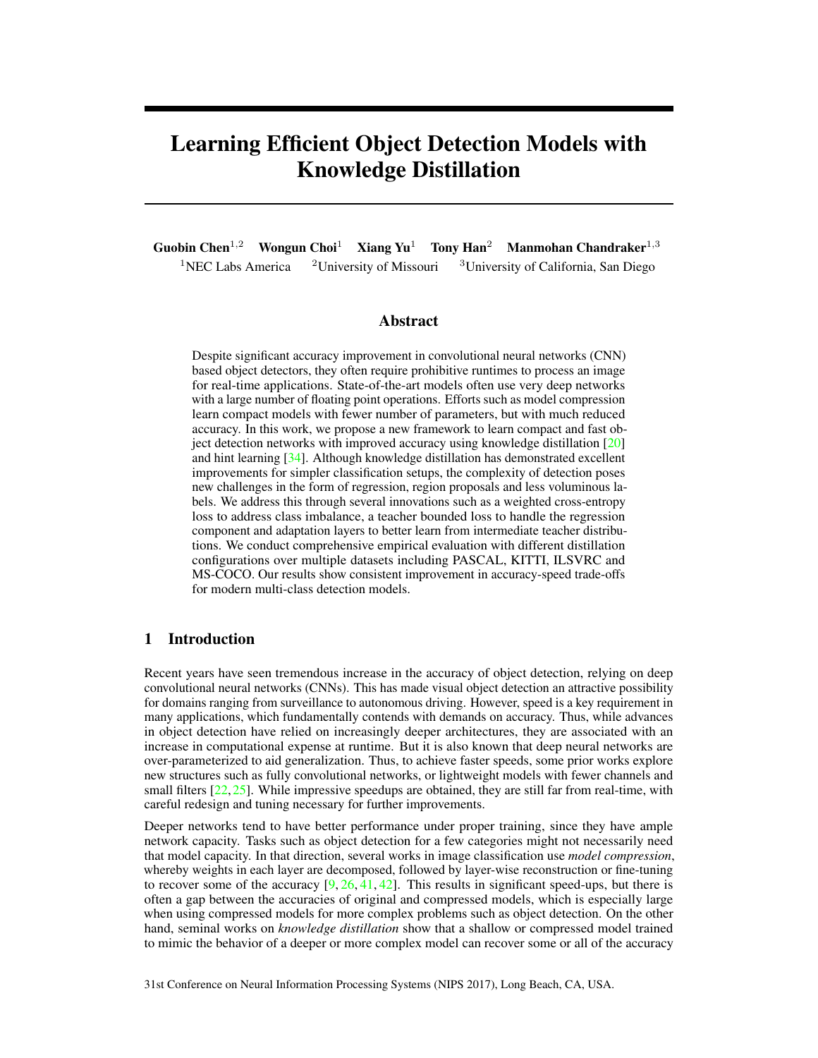# Learning Efficient Object Detection Models with Knowledge Distillation

**Guobin Chen**[1,2] **Wongun Choi**[1] **Xiang Yu**[1] **Tony Han**[2] **Manmohan Chandraker**[1,3]

[1]NEC Labs America [2]University of Missouri [3]University of California, San Diego

## Abstract

Despite significant accuracy improvement in convolutional neural networks (CNN) based object detectors, they often require prohibitive runtimes to process an image for real-time applications. State-of-the-art models often use very deep networks with a large number of floating point operations. Efforts such as model compression learn compact models with fewer number of parameters, but with much reduced accuracy. In this work, we propose a new framework to learn compact and fast object detection networks with improved accuracy using knowledge distillation [20] and hint learning [34]. Although knowledge distillation has demonstrated excellent improvements for simpler classification setups, the complexity of detection poses new challenges in the form of regression, region proposals and less voluminous labels. We address this through several innovations such as a weighted cross-entropy loss to address class imbalance, a teacher bounded loss to handle the regression component and adaptation layers to better learn from intermediate teacher distributions. We conduct comprehensive empirical evaluation with different distillation configurations over multiple datasets including PASCAL, KITTI, ILSVRC and MS-COCO. Our results show consistent improvement in accuracy-speed trade-offs for modern multi-class detection models.

## 1 Introduction

Recent years have seen tremendous increase in the accuracy of object detection, relying on deep convolutional neural networks (CNNs). This has made visual object detection an attractive possibility for domains ranging from surveillance to autonomous driving. However, speed is a key requirement in many applications, which fundamentally contends with demands on accuracy. Thus, while advances in object detection have relied on increasingly deeper architectures, they are associated with an increase in computational expense at runtime. But it is also known that deep neural networks are over-parameterized to aid generalization. Thus, to achieve faster speeds, some prior works explore new structures such as fully convolutional networks, or lightweight models with fewer channels and small filters [22, 25]. While impressive speedups are obtained, they are still far from real-time, with careful redesign and tuning necessary for further improvements.

Deeper networks tend to have better performance under proper training, since they have ample network capacity. Tasks such as object detection for a few categories might not necessarily need that model capacity. In that direction, several works in image classification use *model compression*, whereby weights in each layer are decomposed, followed by layer-wise reconstruction or fine-tuning to recover some of the accuracy [9, 26, 41, 42]. This results in significant speed-ups, but there is often a gap between the accuracies of original and compressed models, which is especially large when using compressed models for more complex problems such as object detection. On the other hand, seminal works on *knowledge distillation* show that a shallow or compressed model trained to mimic the behavior of a deeper or more complex model can recover some or all of the accuracy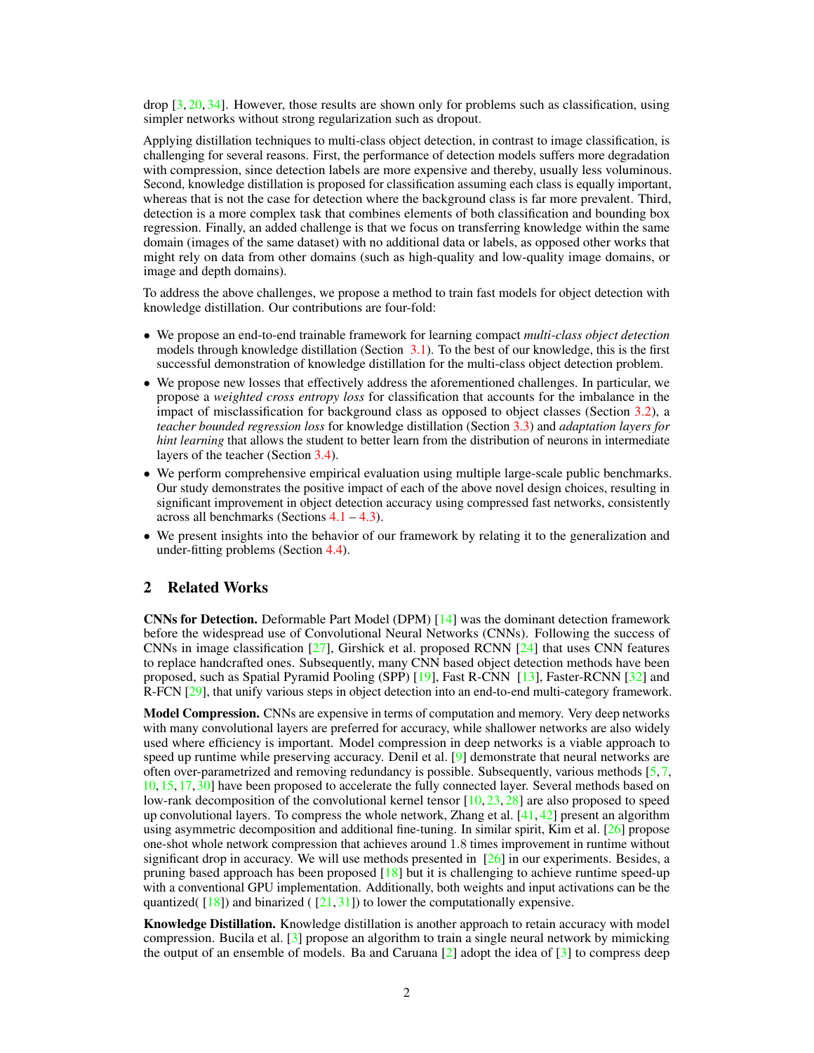drop [3, 20, 34]. However, those results are shown only for problems such as classification, using simpler networks without strong regularization such as dropout.

Applying distillation techniques to multi-class object detection, in contrast to image classification, is challenging for several reasons. First, the performance of detection models suffers more degradation with compression, since detection labels are more expensive and thereby, usually less voluminous. Second, knowledge distillation is proposed for classification assuming each class is equally important, whereas that is not the case for detection where the background class is far more prevalent. Third, detection is a more complex task that combines elements of both classification and bounding box regression. Finally, an added challenge is that we focus on transferring knowledge within the same domain (images of the same dataset) with no additional data or labels, as opposed other works that might rely on data from other domains (such as high-quality and low-quality image domains, or image and depth domains).

To address the above challenges, we propose a method to train fast models for object detection with knowledge distillation. Our contributions are four-fold:

- We propose an end-to-end trainable framework for learning compact *multi-class object detection* models through knowledge distillation (Section 3.1). To the best of our knowledge, this is the first successful demonstration of knowledge distillation for the multi-class object detection problem.
- We propose new losses that effectively address the aforementioned challenges. In particular, we propose a *weighted cross entropy loss* for classification that accounts for the imbalance in the impact of misclassification for background class as opposed to object classes (Section 3.2), a *teacher bounded regression loss* for knowledge distillation (Section 3.3) and *adaptation layers for hint learning* that allows the student to better learn from the distribution of neurons in intermediate layers of the teacher (Section 3.4).
- We perform comprehensive empirical evaluation using multiple large-scale public benchmarks. Our study demonstrates the positive impact of each of the above novel design choices, resulting in significant improvement in object detection accuracy using compressed fast networks, consistently across all benchmarks (Sections 4.1 – 4.3).
- We present insights into the behavior of our framework by relating it to the generalization and under-fitting problems (Section 4.4).

## 2 Related Works

**CNNs for Detection.** Deformable Part Model (DPM) [14] was the dominant detection framework before the widespread use of Convolutional Neural Networks (CNNs). Following the success of CNNs in image classification [27], Girshick et al. proposed RCNN [24] that uses CNN features to replace handcrafted ones. Subsequently, many CNN based object detection methods have been proposed, such as Spatial Pyramid Pooling (SPP) [19], Fast R-CNN [13], Faster-RCNN [32] and R-FCN [29], that unify various steps in object detection into an end-to-end multi-category framework.

**Model Compression.** CNNs are expensive in terms of computation and memory. Very deep networks with many convolutional layers are preferred for accuracy, while shallower networks are also widely used where efficiency is important. Model compression in deep networks is a viable approach to speed up runtime while preserving accuracy. Denil et al. [9] demonstrate that neural networks are often over-parametrized and removing redundancy is possible. Subsequently, various methods [5, 7, 10, 15, 17, 30] have been proposed to accelerate the fully connected layer. Several methods based on low-rank decomposition of the convolutional kernel tensor [10, 23, 28] are also proposed to speed up convolutional layers. To compress the whole network, Zhang et al. [41, 42] present an algorithm using asymmetric decomposition and additional fine-tuning. In similar spirit, Kim et al. [26] propose one-shot whole network compression that achieves around 1.8 times improvement in runtime without significant drop in accuracy. We will use methods presented in [26] in our experiments. Besides, a pruning based approach has been proposed [18] but it is challenging to achieve runtime speed-up with a conventional GPU implementation. Additionally, both weights and input activations can be the quantized( [18]) and binarized ( [21, 31]) to lower the computationally expensive.

**Knowledge Distillation.** Knowledge distillation is another approach to retain accuracy with model compression. Bucila et al. [3] propose an algorithm to train a single neural network by mimicking the output of an ensemble of models. Ba and Caruana [2] adopt the idea of [3] to compress deep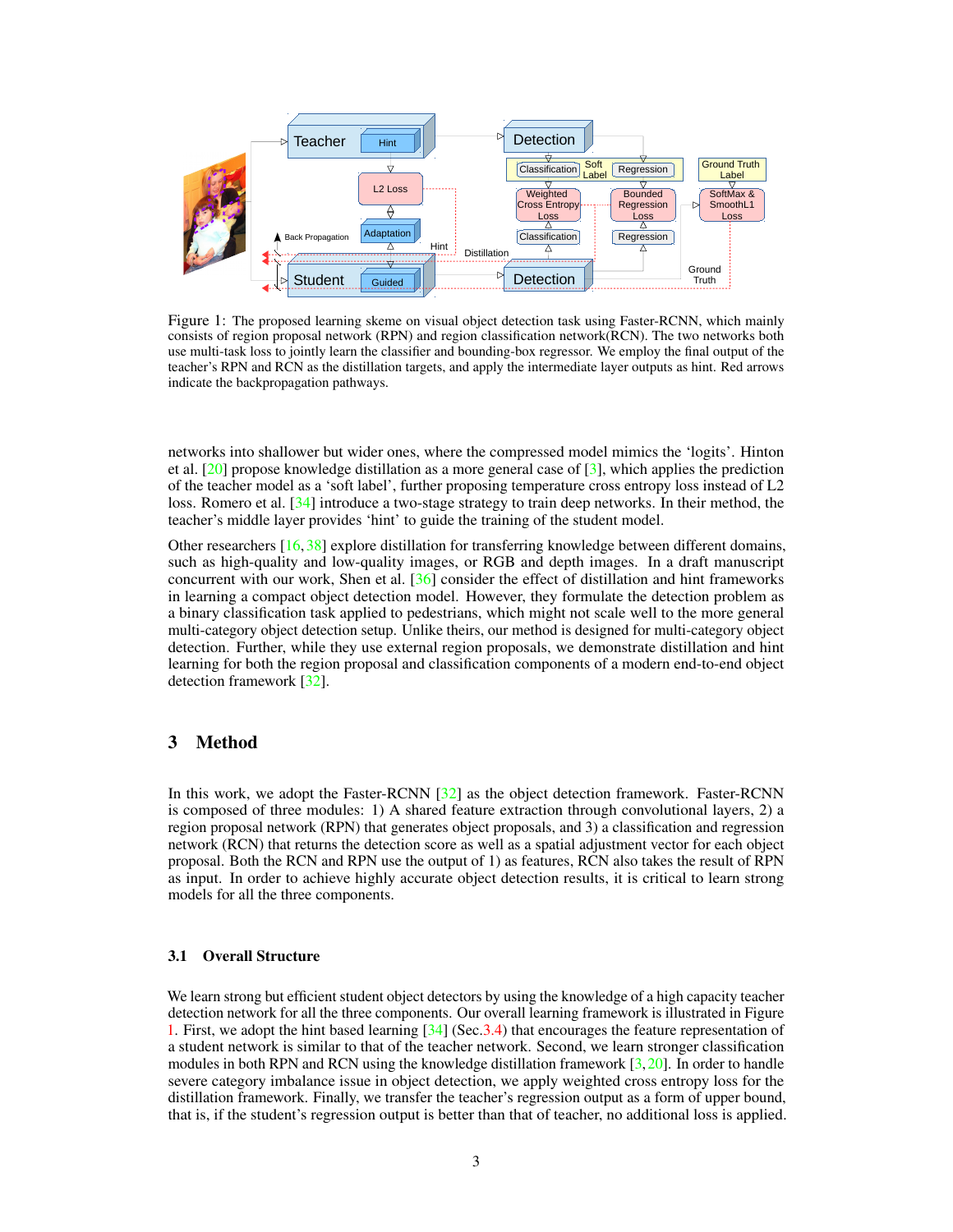Figure 1: The proposed learning skeme on visual object detection task using Faster-RCNN, which mainly consists of region proposal network (RPN) and region classification network(RCN). The two networks both use multi-task loss to jointly learn the classifier and bounding-box regressor. We employ the final output of the teacher's RPN and RCN as the distillation targets, and apply the intermediate layer outputs as hint. Red arrows indicate the backpropagation pathways.

networks into shallower but wider ones, where the compressed model mimics the 'logits'. Hinton et al. [20] propose knowledge distillation as a more general case of [3], which applies the prediction of the teacher model as a 'soft label', further proposing temperature cross entropy loss instead of L2 loss. Romero et al. [34] introduce a two-stage strategy to train deep networks. In their method, the teacher's middle layer provides 'hint' to guide the training of the student model.

Other researchers [16, 38] explore distillation for transferring knowledge between different domains, such as high-quality and low-quality images, or RGB and depth images. In a draft manuscript concurrent with our work, Shen et al. [36] consider the effect of distillation and hint frameworks in learning a compact object detection model. However, they formulate the detection problem as a binary classification task applied to pedestrians, which might not scale well to the more general multi-category object detection setup. Unlike theirs, our method is designed for multi-category object detection. Further, while they use external region proposals, we demonstrate distillation and hint learning for both the region proposal and classification components of a modern end-to-end object detection framework [32].

# 3 Method

In this work, we adopt the Faster-RCNN [32] as the object detection framework. Faster-RCNN is composed of three modules: 1) A shared feature extraction through convolutional layers, 2) a region proposal network (RPN) that generates object proposals, and 3) a classification and regression network (RCN) that returns the detection score as well as a spatial adjustment vector for each object proposal. Both the RCN and RPN use the output of 1) as features, RCN also takes the result of RPN as input. In order to achieve highly accurate object detection results, it is critical to learn strong models for all the three components.

## 3.1 Overall Structure

We learn strong but efficient student object detectors by using the knowledge of a high capacity teacher detection network for all the three components. Our overall learning framework is illustrated in Figure 1. First, we adopt the hint based learning [34] (Sec.3.4) that encourages the feature representation of a student network is similar to that of the teacher network. Second, we learn stronger classification modules in both RPN and RCN using the knowledge distillation framework [3, 20]. In order to handle severe category imbalance issue in object detection, we apply weighted cross entropy loss for the distillation framework. Finally, we transfer the teacher's regression output as a form of upper bound, that is, if the student's regression output is better than that of teacher, no additional loss is applied.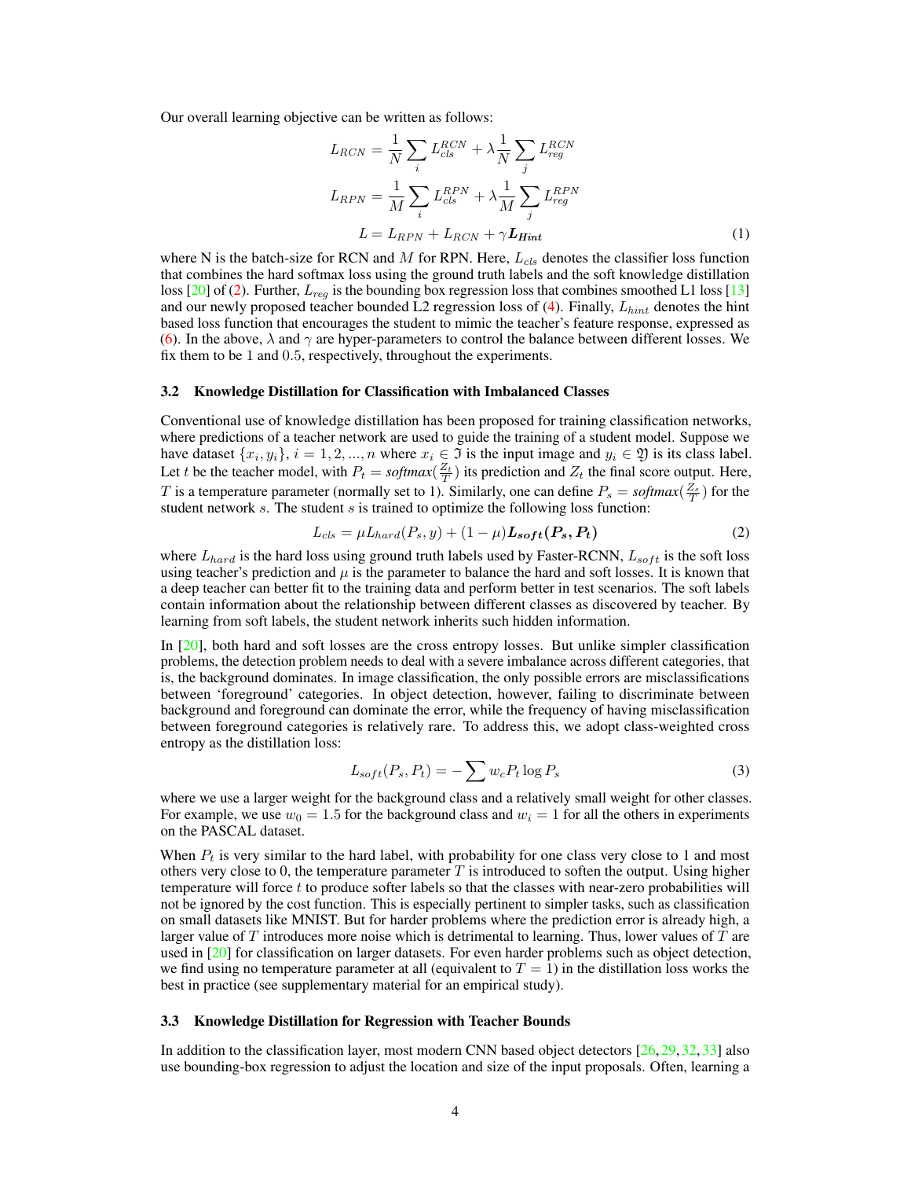Our overall learning objective can be written as follows:

$$
\begin{aligned}
L_{RCN} &= \frac{1}{N}\sum_i L_{cls}^{RCN} + \lambda \frac{1}{N}\sum_j L_{reg}^{RCN} \\
L_{RPN} &= \frac{1}{M}\sum_i L_{cls}^{RPN} + \lambda \frac{1}{M}\sum_j L_{reg}^{RPN} \\
L &= L_{RPN} + L_{RCN} + \gamma \boldsymbol{L_{Hint}}
\end{aligned}
\tag{1}
$$

where N is the batch-size for RCN and $M$ for RPN. Here, $L_{cls}$ denotes the classifier loss function that combines the hard softmax loss using the ground truth labels and the soft knowledge distillation loss [20] of (2). Further, $L_{reg}$ is the bounding box regression loss that combines smoothed L1 loss [13] and our newly proposed teacher bounded L2 regression loss of (4). Finally, $L_{hint}$ denotes the hint based loss function that encourages the student to mimic the teacher's feature response, expressed as (6). In the above, $\lambda$ and $\gamma$ are hyper-parameters to control the balance between different losses. We fix them to be 1 and 0.5, respectively, throughout the experiments.

### 3.2 Knowledge Distillation for Classification with Imbalanced Classes

Conventional use of knowledge distillation has been proposed for training classification networks, where predictions of a teacher network are used to guide the training of a student model. Suppose we have dataset $\{x_i, y_i\}$, $i = 1, 2, ..., n$ where $x_i \in \mathfrak{I}$ is the input image and $y_i \in \mathfrak{Y}$ is its class label. Let $t$ be the teacher model, with $P_t = softmax(\frac{Z_t}{T})$ its prediction and $Z_t$ the final score output. Here, $T$ is a temperature parameter (normally set to 1). Similarly, one can define $P_s = softmax(\frac{Z_s}{T})$ for the student network $s$. The student $s$ is trained to optimize the following loss function:

$$
L_{cls} = \mu L_{hard}(P_s, y) + (1-\mu)\boldsymbol{L_{soft}(P_s, P_t)} \tag{2}
$$

where $L_{hard}$ is the hard loss using ground truth labels used by Faster-RCNN, $L_{soft}$ is the soft loss using teacher's prediction and $\mu$ is the parameter to balance the hard and soft losses. It is known that a deep teacher can better fit to the training data and perform better in test scenarios. The soft labels contain information about the relationship between different classes as discovered by teacher. By learning from soft labels, the student network inherits such hidden information.

In [20], both hard and soft losses are the cross entropy losses. But unlike simpler classification problems, the detection problem needs to deal with a severe imbalance across different categories, that is, the background dominates. In image classification, the only possible errors are misclassifications between 'foreground' categories. In object detection, however, failing to discriminate between background and foreground can dominate the error, while the frequency of having misclassification between foreground categories is relatively rare. To address this, we adopt class-weighted cross entropy as the distillation loss:

$$
L_{soft}(P_s, P_t) = -\sum w_c P_t \log P_s \tag{3}
$$

where we use a larger weight for the background class and a relatively small weight for other classes. For example, we use $w_0 = 1.5$ for the background class and $w_i = 1$ for all the others in experiments on the PASCAL dataset.

When $P_t$ is very similar to the hard label, with probability for one class very close to 1 and most others very close to 0, the temperature parameter $T$ is introduced to soften the output. Using higher temperature will force $t$ to produce softer labels so that the classes with near-zero probabilities will not be ignored by the cost function. This is especially pertinent to simpler tasks, such as classification on small datasets like MNIST. But for harder problems where the prediction error is already high, a larger value of $T$ introduces more noise which is detrimental to learning. Thus, lower values of $T$ are used in [20] for classification on larger datasets. For even harder problems such as object detection, we find using no temperature parameter at all (equivalent to $T = 1$) in the distillation loss works the best in practice (see supplementary material for an empirical study).

### 3.3 Knowledge Distillation for Regression with Teacher Bounds

In addition to the classification layer, most modern CNN based object detectors [26, 29, 32, 33] also use bounding-box regression to adjust the location and size of the input proposals. Often, learning a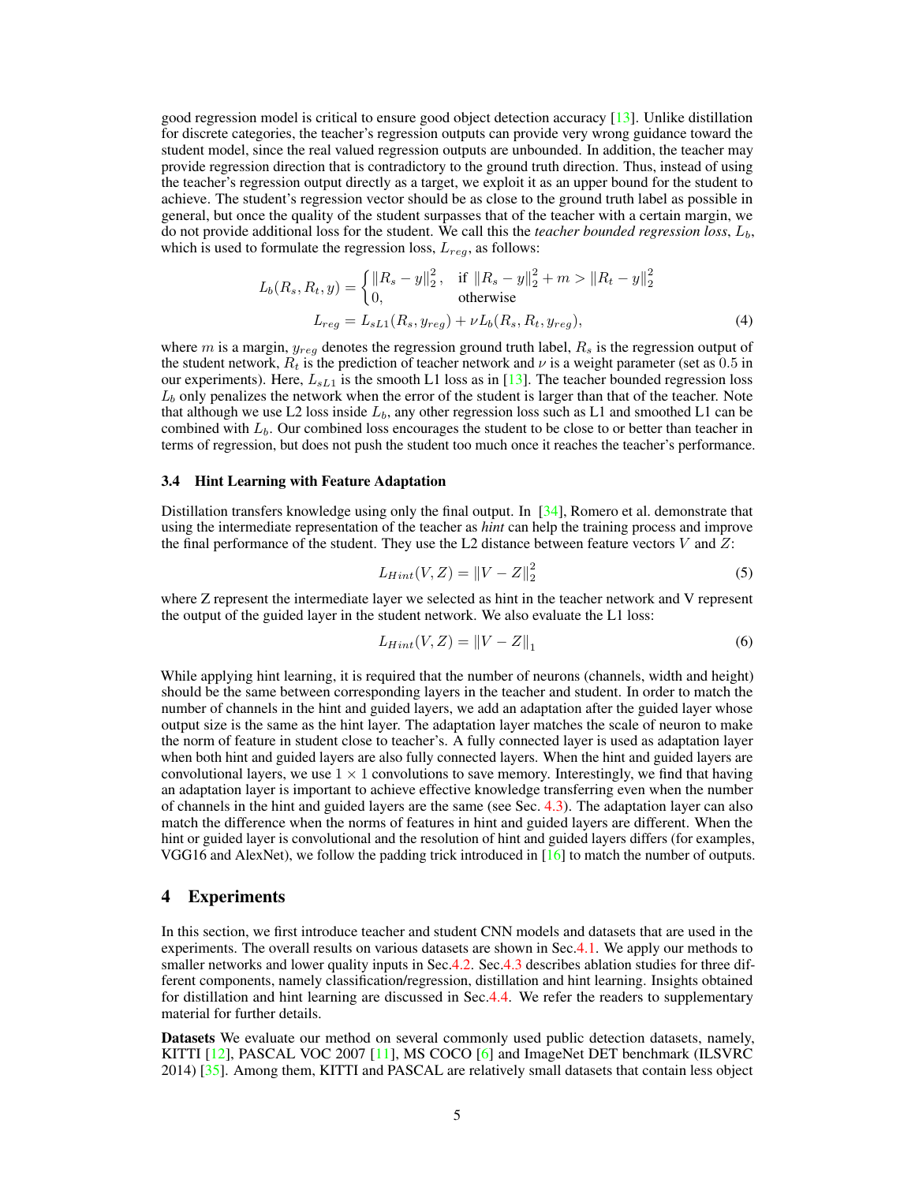good regression model is critical to ensure good object detection accuracy [13]. Unlike distillation for discrete categories, the teacher's regression outputs can provide very wrong guidance toward the student model, since the real valued regression outputs are unbounded. In addition, the teacher may provide regression direction that is contradictory to the ground truth direction. Thus, instead of using the teacher's regression output directly as a target, we exploit it as an upper bound for the student to achieve. The student's regression vector should be as close to the ground truth label as possible in general, but once the quality of the student surpasses that of the teacher with a certain margin, we do not provide additional loss for the student. We call this the *teacher bounded regression loss*, $L_b$, which is used to formulate the regression loss, $L_{reg}$, as follows:

$$
L_b(R_s, R_t, y) = \begin{cases} \|R_s - y\|_2^2, & \text{if } \|R_s - y\|_2^2 + m > \|R_t - y\|_2^2 \\ 0, & \text{otherwise} \end{cases}
$$

$$
L_{reg} = L_{sL1}(R_s, y_{reg}) + \nu L_b(R_s, R_t, y_{reg}), \tag{4}
$$

where $m$ is a margin, $y_{reg}$ denotes the regression ground truth label, $R_s$ is the regression output of the student network, $R_t$ is the prediction of teacher network and $\nu$ is a weight parameter (set as 0.5 in our experiments). Here, $L_{sL1}$ is the smooth L1 loss as in [13]. The teacher bounded regression loss $L_b$ only penalizes the network when the error of the student is larger than that of the teacher. Note that although we use L2 loss inside $L_b$, any other regression loss such as L1 and smoothed L1 can be combined with $L_b$. Our combined loss encourages the student to be close to or better than teacher in terms of regression, but does not push the student too much once it reaches the teacher's performance.

### 3.4 Hint Learning with Feature Adaptation

Distillation transfers knowledge using only the final output. In [34], Romero et al. demonstrate that using the intermediate representation of the teacher as *hint* can help the training process and improve the final performance of the student. They use the L2 distance between feature vectors $V$ and $Z$:

$$
L_{Hint}(V, Z) = \|V - Z\|_2^2 \tag{5}
$$

where Z represent the intermediate layer we selected as hint in the teacher network and V represent the output of the guided layer in the student network. We also evaluate the L1 loss:

$$
L_{Hint}(V, Z) = \|V - Z\|_1 \tag{6}
$$

While applying hint learning, it is required that the number of neurons (channels, width and height) should be the same between corresponding layers in the teacher and student. In order to match the number of channels in the hint and guided layers, we add an adaptation after the guided layer whose output size is the same as the hint layer. The adaptation layer matches the scale of neuron to make the norm of feature in student close to teacher's. A fully connected layer is used as adaptation layer when both hint and guided layers are also fully connected layers. When the hint and guided layers are convolutional layers, we use $1 \times 1$ convolutions to save memory. Interestingly, we find that having an adaptation layer is important to achieve effective knowledge transferring even when the number of channels in the hint and guided layers are the same (see Sec. 4.3). The adaptation layer can also match the difference when the norms of features in hint and guided layers are different. When the hint or guided layer is convolutional and the resolution of hint and guided layers differs (for examples, VGG16 and AlexNet), we follow the padding trick introduced in [16] to match the number of outputs.

## 4 Experiments

In this section, we first introduce teacher and student CNN models and datasets that are used in the experiments. The overall results on various datasets are shown in Sec.4.1. We apply our methods to smaller networks and lower quality inputs in Sec.4.2. Sec.4.3 describes ablation studies for three different components, namely classification/regression, distillation and hint learning. Insights obtained for distillation and hint learning are discussed in Sec.4.4. We refer the readers to supplementary material for further details.

**Datasets** We evaluate our method on several commonly used public detection datasets, namely, KITTI [12], PASCAL VOC 2007 [11], MS COCO [6] and ImageNet DET benchmark (ILSVRC 2014) [35]. Among them, KITTI and PASCAL are relatively small datasets that contain less object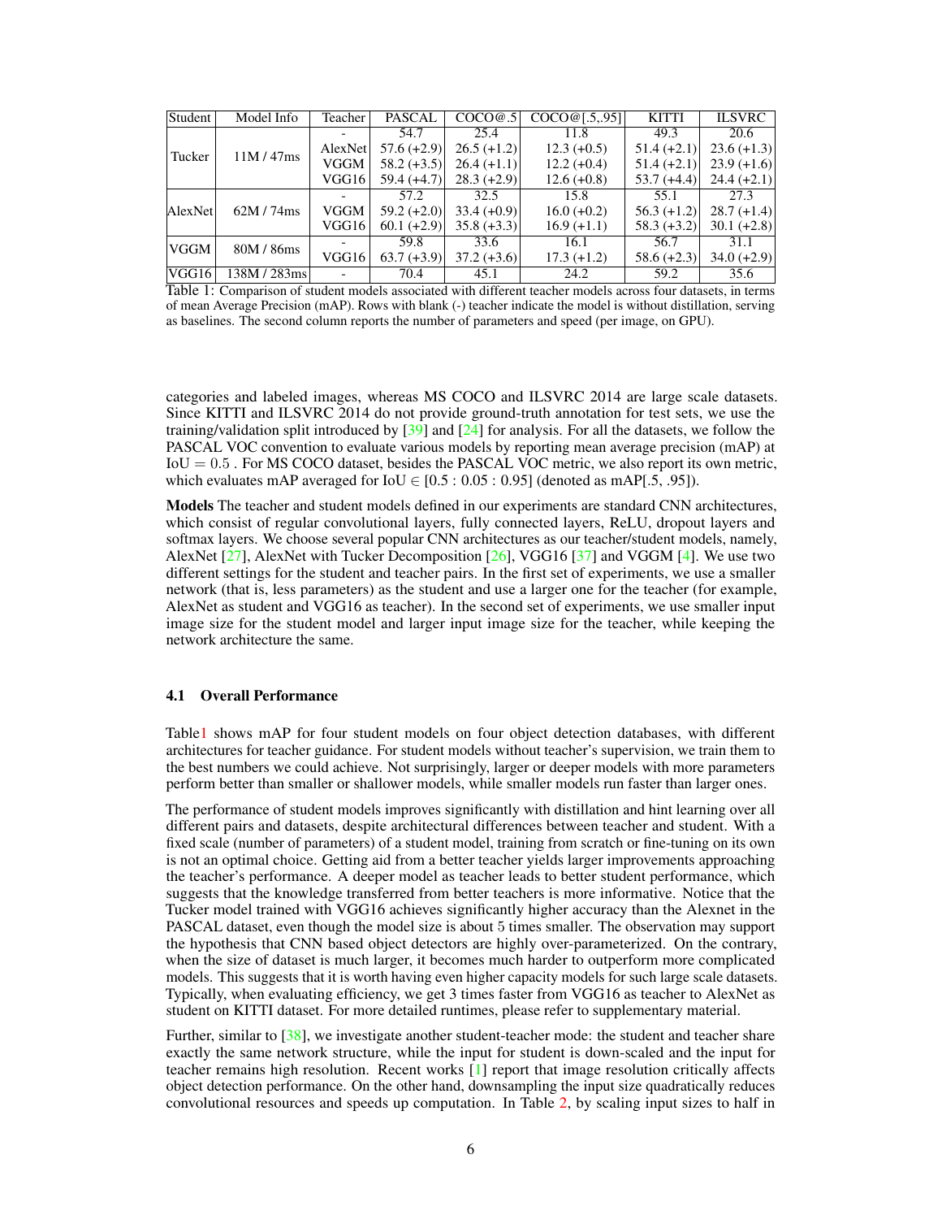| Student | Model Info | Teacher | PASCAL | COCO@.5 | COCO@[.5,.95] | KITTI | ILSVRC |
|---|---|---|---|---|---|---|---|
| Tucker | 11M / 47ms | - | 54.7 | 25.4 | 11.8 | 49.3 | 20.6 |
| | | AlexNet | 57.6 (+2.9) | 26.5 (+1.2) | 12.3 (+0.5) | 51.4 (+2.1) | 23.6 (+1.3) |
| | | VGGM | 58.2 (+3.5) | 26.4 (+1.1) | 12.2 (+0.4) | 51.4 (+2.1) | 23.9 (+1.6) |
| | | VGG16 | 59.4 (+4.7) | 28.3 (+2.9) | 12.6 (+0.8) | 53.7 (+4.4) | 24.4 (+2.1) |
| AlexNet | 62M / 74ms | - | 57.2 | 32.5 | 15.8 | 55.1 | 27.3 |
| | | VGGM | 59.2 (+2.0) | 33.4 (+0.9) | 16.0 (+0.2) | 56.3 (+1.2) | 28.7 (+1.4) |
| | | VGG16 | 60.1 (+2.9) | 35.8 (+3.3) | 16.9 (+1.1) | 58.3 (+3.2) | 30.1 (+2.8) |
| VGGM | 80M / 86ms | - | 59.8 | 33.6 | 16.1 | 56.7 | 31.1 |
| | | VGG16 | 63.7 (+3.9) | 37.2 (+3.6) | 17.3 (+1.2) | 58.6 (+2.3) | 34.0 (+2.9) |
| VGG16 | 138M / 283ms | - | 70.4 | 45.1 | 24.2 | 59.2 | 35.6 |

Table 1: Comparison of student models associated with different teacher models across four datasets, in terms of mean Average Precision (mAP). Rows with blank (-) teacher indicate the model is without distillation, serving as baselines. The second column reports the number of parameters and speed (per image, on GPU).

categories and labeled images, whereas MS COCO and ILSVRC 2014 are large scale datasets. Since KITTI and ILSVRC 2014 do not provide ground-truth annotation for test sets, we use the training/validation split introduced by [39] and [24] for analysis. For all the datasets, we follow the PASCAL VOC convention to evaluate various models by reporting mean average precision (mAP) at $\text{IoU} = 0.5$ . For MS COCO dataset, besides the PASCAL VOC metric, we also report its own metric, which evaluates mAP averaged for $\text{IoU} \in [0.5 : 0.05 : 0.95]$ (denoted as mAP[.5, .95]).

**Models** The teacher and student models defined in our experiments are standard CNN architectures, which consist of regular convolutional layers, fully connected layers, ReLU, dropout layers and softmax layers. We choose several popular CNN architectures as our teacher/student models, namely, AlexNet [27], AlexNet with Tucker Decomposition [26], VGG16 [37] and VGGM [4]. We use two different settings for the student and teacher pairs. In the first set of experiments, we use a smaller network (that is, less parameters) as the student and use a larger one for the teacher (for example, AlexNet as student and VGG16 as teacher). In the second set of experiments, we use smaller input image size for the student model and larger input image size for the teacher, while keeping the network architecture the same.

### 4.1 Overall Performance

Table1 shows mAP for four student models on four object detection databases, with different architectures for teacher guidance. For student models without teacher's supervision, we train them to the best numbers we could achieve. Not surprisingly, larger or deeper models with more parameters perform better than smaller or shallower models, while smaller models run faster than larger ones.

The performance of student models improves significantly with distillation and hint learning over all different pairs and datasets, despite architectural differences between teacher and student. With a fixed scale (number of parameters) of a student model, training from scratch or fine-tuning on its own is not an optimal choice. Getting aid from a better teacher yields larger improvements approaching the teacher's performance. A deeper model as teacher leads to better student performance, which suggests that the knowledge transferred from better teachers is more informative. Notice that the Tucker model trained with VGG16 achieves significantly higher accuracy than the Alexnet in the PASCAL dataset, even though the model size is about 5 times smaller. The observation may support the hypothesis that CNN based object detectors are highly over-parameterized. On the contrary, when the size of dataset is much larger, it becomes much harder to outperform more complicated models. This suggests that it is worth having even higher capacity models for such large scale datasets. Typically, when evaluating efficiency, we get 3 times faster from VGG16 as teacher to AlexNet as student on KITTI dataset. For more detailed runtimes, please refer to supplementary material.

Further, similar to [38], we investigate another student-teacher mode: the student and teacher share exactly the same network structure, while the input for student is down-scaled and the input for teacher remains high resolution. Recent works [1] report that image resolution critically affects object detection performance. On the other hand, downsampling the input size quadratically reduces convolutional resources and speeds up computation. In Table 2, by scaling input sizes to half in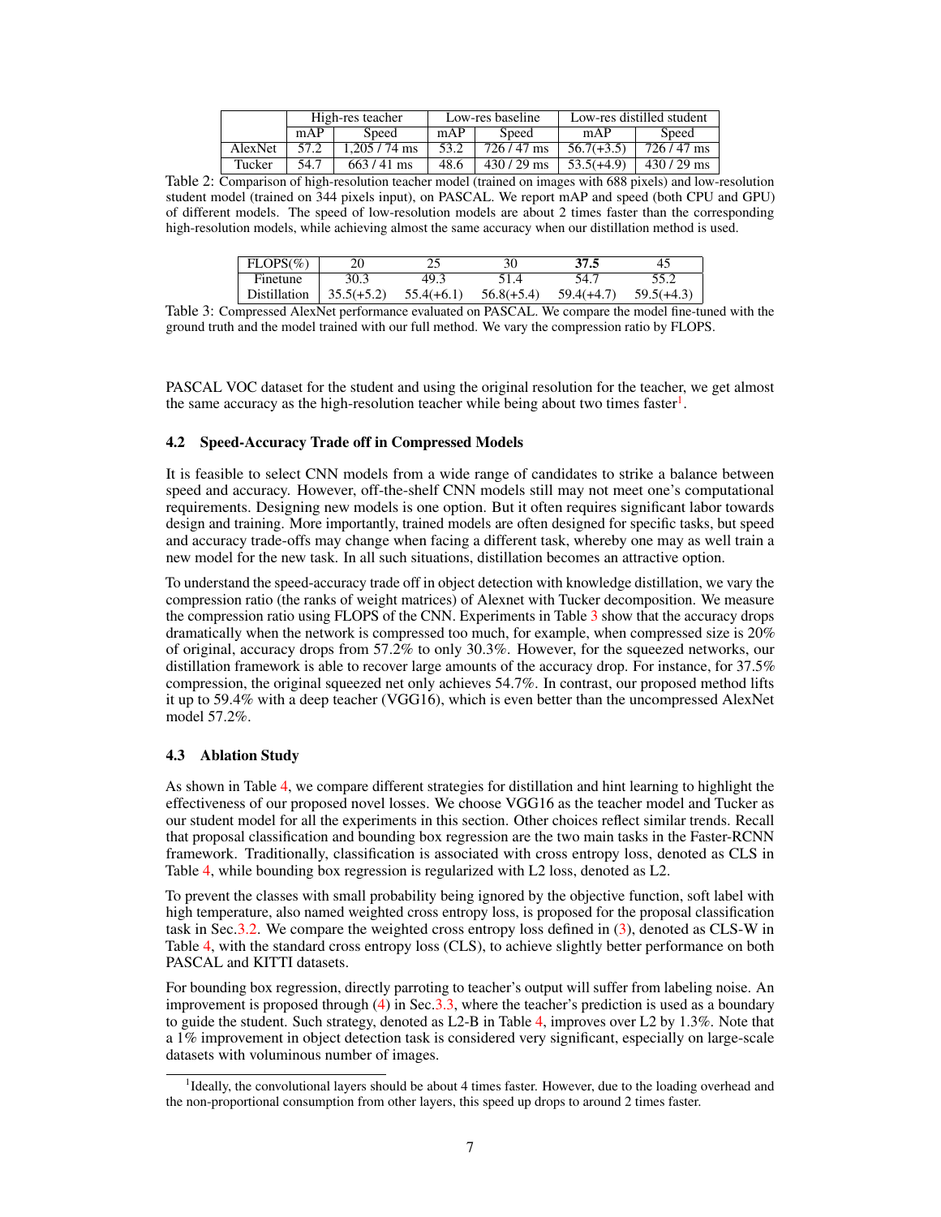| | High-res teacher | | Low-res baseline | | Low-res distilled student | |
|---|---|---|---|---|---|---|
| | mAP | Speed | mAP | Speed | mAP | Speed |
| AlexNet | 57.2 | 1,205 / 74 ms | 53.2 | 726 / 47 ms | 56.7(+3.5) | 726 / 47 ms |
| Tucker | 54.7 | 663 / 41 ms | 48.6 | 430 / 29 ms | 53.5(+4.9) | 430 / 29 ms |

Table 2: Comparison of high-resolution teacher model (trained on images with 688 pixels) and low-resolution student model (trained on 344 pixels input), on PASCAL. We report mAP and speed (both CPU and GPU) of different models. The speed of low-resolution models are about 2 times faster than the corresponding high-resolution models, while achieving almost the same accuracy when our distillation method is used.

| FLOPS(%) | 20 | 25 | 30 | **37.5** | 45 |
|---|---|---|---|---|---|
| Finetune | 30.3 | 49.3 | 51.4 | 54.7 | 55.2 |
| Distillation | 35.5(+5.2) | 55.4(+6.1) | 56.8(+5.4) | 59.4(+4.7) | 59.5(+4.3) |

Table 3: Compressed AlexNet performance evaluated on PASCAL. We compare the model fine-tuned with the ground truth and the model trained with our full method. We vary the compression ratio by FLOPS.

PASCAL VOC dataset for the student and using the original resolution for the teacher, we get almost the same accuracy as the high-resolution teacher while being about two times faster[1].

### 4.2 Speed-Accuracy Trade off in Compressed Models

It is feasible to select CNN models from a wide range of candidates to strike a balance between speed and accuracy. However, off-the-shelf CNN models still may not meet one's computational requirements. Designing new models is one option. But it often requires significant labor towards design and training. More importantly, trained models are often designed for specific tasks, but speed and accuracy trade-offs may change when facing a different task, whereby one may as well train a new model for the new task. In all such situations, distillation becomes an attractive option.

To understand the speed-accuracy trade off in object detection with knowledge distillation, we vary the compression ratio (the ranks of weight matrices) of Alexnet with Tucker decomposition. We measure the compression ratio using FLOPS of the CNN. Experiments in Table 3 show that the accuracy drops dramatically when the network is compressed too much, for example, when compressed size is 20% of original, accuracy drops from 57.2% to only 30.3%. However, for the squeezed networks, our distillation framework is able to recover large amounts of the accuracy drop. For instance, for 37.5% compression, the original squeezed net only achieves 54.7%. In contrast, our proposed method lifts it up to 59.4% with a deep teacher (VGG16), which is even better than the uncompressed AlexNet model 57.2%.

### 4.3 Ablation Study

As shown in Table 4, we compare different strategies for distillation and hint learning to highlight the effectiveness of our proposed novel losses. We choose VGG16 as the teacher model and Tucker as our student model for all the experiments in this section. Other choices reflect similar trends. Recall that proposal classification and bounding box regression are the two main tasks in the Faster-RCNN framework. Traditionally, classification is associated with cross entropy loss, denoted as CLS in Table 4, while bounding box regression is regularized with L2 loss, denoted as L2.

To prevent the classes with small probability being ignored by the objective function, soft label with high temperature, also named weighted cross entropy loss, is proposed for the proposal classification task in Sec.3.2. We compare the weighted cross entropy loss defined in (3), denoted as CLS-W in Table 4, with the standard cross entropy loss (CLS), to achieve slightly better performance on both PASCAL and KITTI datasets.

For bounding box regression, directly parroting to teacher's output will suffer from labeling noise. An improvement is proposed through (4) in Sec.3.3, where the teacher's prediction is used as a boundary to guide the student. Such strategy, denoted as L2-B in Table 4, improves over L2 by 1.3%. Note that a 1% improvement in object detection task is considered very significant, especially on large-scale datasets with voluminous number of images.

[1] Ideally, the convolutional layers should be about 4 times faster. However, due to the loading overhead and the non-proportional consumption from other layers, this speed up drops to around 2 times faster.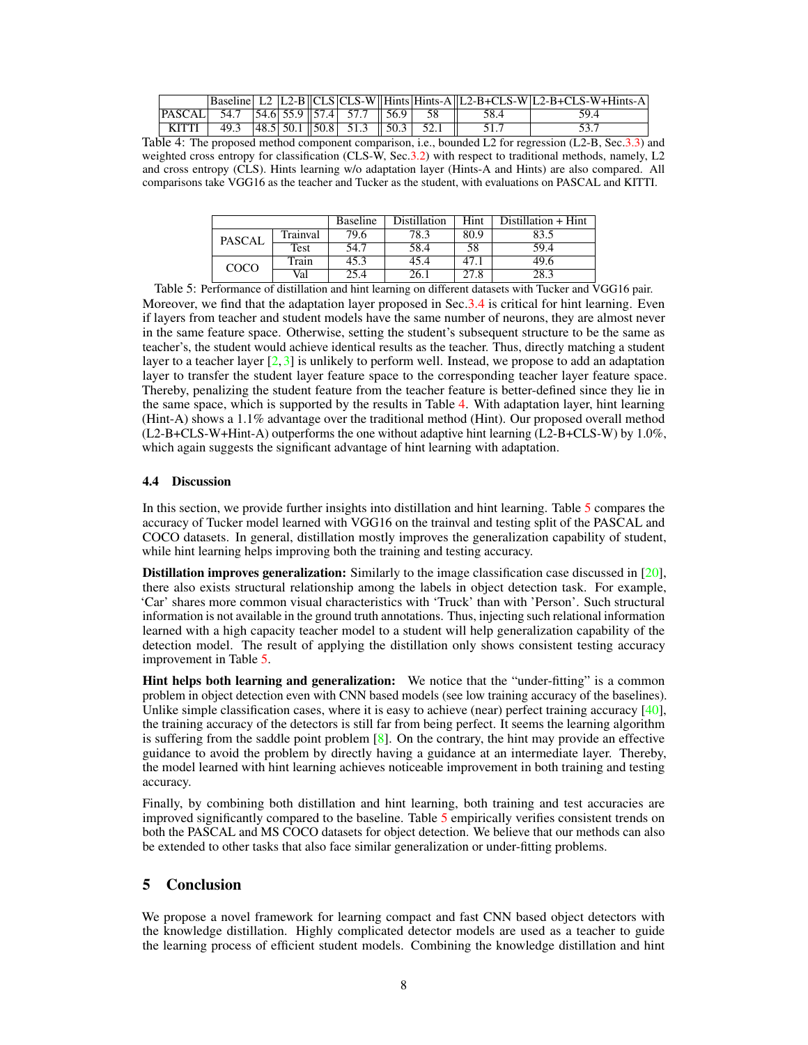| | Baseline | L2 | L2-B | CLS | CLS-W | Hints | Hints-A | L2-B+CLS-W | L2-B+CLS-W+Hints-A |
|---|---|---|---|---|---|---|---|---|---|
| PASCAL | 54.7 | 54.6 | 55.9 | 57.4 | 57.7 | 56.9 | 58 | 58.4 | 59.4 |
| KITTI | 49.3 | 48.5 | 50.1 | 50.8 | 51.3 | 50.3 | 52.1 | 51.7 | 53.7 |

Table 4: The proposed method component comparison, i.e., bounded L2 for regression (L2-B, Sec.3.3) and weighted cross entropy for classification (CLS-W, Sec.3.2) with respect to traditional methods, namely, L2 and cross entropy (CLS). Hints learning w/o adaptation layer (Hints-A and Hints) are also compared. All comparisons take VGG16 as the teacher and Tucker as the student, with evaluations on PASCAL and KITTI.

| | | Baseline | Distillation | Hint | Distillation + Hint |
|---|---|---|---|---|---|
| PASCAL | Trainval | 79.6 | 78.3 | 80.9 | 83.5 |
| | Test | 54.7 | 58.4 | 58 | 59.4 |
| COCO | Train | 45.3 | 45.4 | 47.1 | 49.6 |
| | Val | 25.4 | 26.1 | 27.8 | 28.3 |

Table 5: Performance of distillation and hint learning on different datasets with Tucker and VGG16 pair.

Moreover, we find that the adaptation layer proposed in Sec.3.4 is critical for hint learning. Even if layers from teacher and student models have the same number of neurons, they are almost never in the same feature space. Otherwise, setting the student's subsequent structure to be the same as teacher's, the student would achieve identical results as the teacher. Thus, directly matching a student layer to a teacher layer [2, 3] is unlikely to perform well. Instead, we propose to add an adaptation layer to transfer the student layer feature space to the corresponding teacher layer feature space. Thereby, penalizing the student feature from the teacher feature is better-defined since they lie in the same space, which is supported by the results in Table 4. With adaptation layer, hint learning (Hint-A) shows a 1.1% advantage over the traditional method (Hint). Our proposed overall method (L2-B+CLS-W+Hint-A) outperforms the one without adaptive hint learning (L2-B+CLS-W) by 1.0%, which again suggests the significant advantage of hint learning with adaptation.

### 4.4 Discussion

In this section, we provide further insights into distillation and hint learning. Table 5 compares the accuracy of Tucker model learned with VGG16 on the trainval and testing split of the PASCAL and COCO datasets. In general, distillation mostly improves the generalization capability of student, while hint learning helps improving both the training and testing accuracy.

**Distillation improves generalization:** Similarly to the image classification case discussed in [20], there also exists structural relationship among the labels in object detection task. For example, 'Car' shares more common visual characteristics with 'Truck' than with 'Person'. Such structural information is not available in the ground truth annotations. Thus, injecting such relational information learned with a high capacity teacher model to a student will help generalization capability of the detection model. The result of applying the distillation only shows consistent testing accuracy improvement in Table 5.

**Hint helps both learning and generalization:** We notice that the "under-fitting" is a common problem in object detection even with CNN based models (see low training accuracy of the baselines). Unlike simple classification cases, where it is easy to achieve (near) perfect training accuracy [40], the training accuracy of the detectors is still far from being perfect. It seems the learning algorithm is suffering from the saddle point problem [8]. On the contrary, the hint may provide an effective guidance to avoid the problem by directly having a guidance at an intermediate layer. Thereby, the model learned with hint learning achieves noticeable improvement in both training and testing accuracy.

Finally, by combining both distillation and hint learning, both training and test accuracies are improved significantly compared to the baseline. Table 5 empirically verifies consistent trends on both the PASCAL and MS COCO datasets for object detection. We believe that our methods can also be extended to other tasks that also face similar generalization or under-fitting problems.

## 5 Conclusion

We propose a novel framework for learning compact and fast CNN based object detectors with the knowledge distillation. Highly complicated detector models are used as a teacher to guide the learning process of efficient student models. Combining the knowledge distillation and hint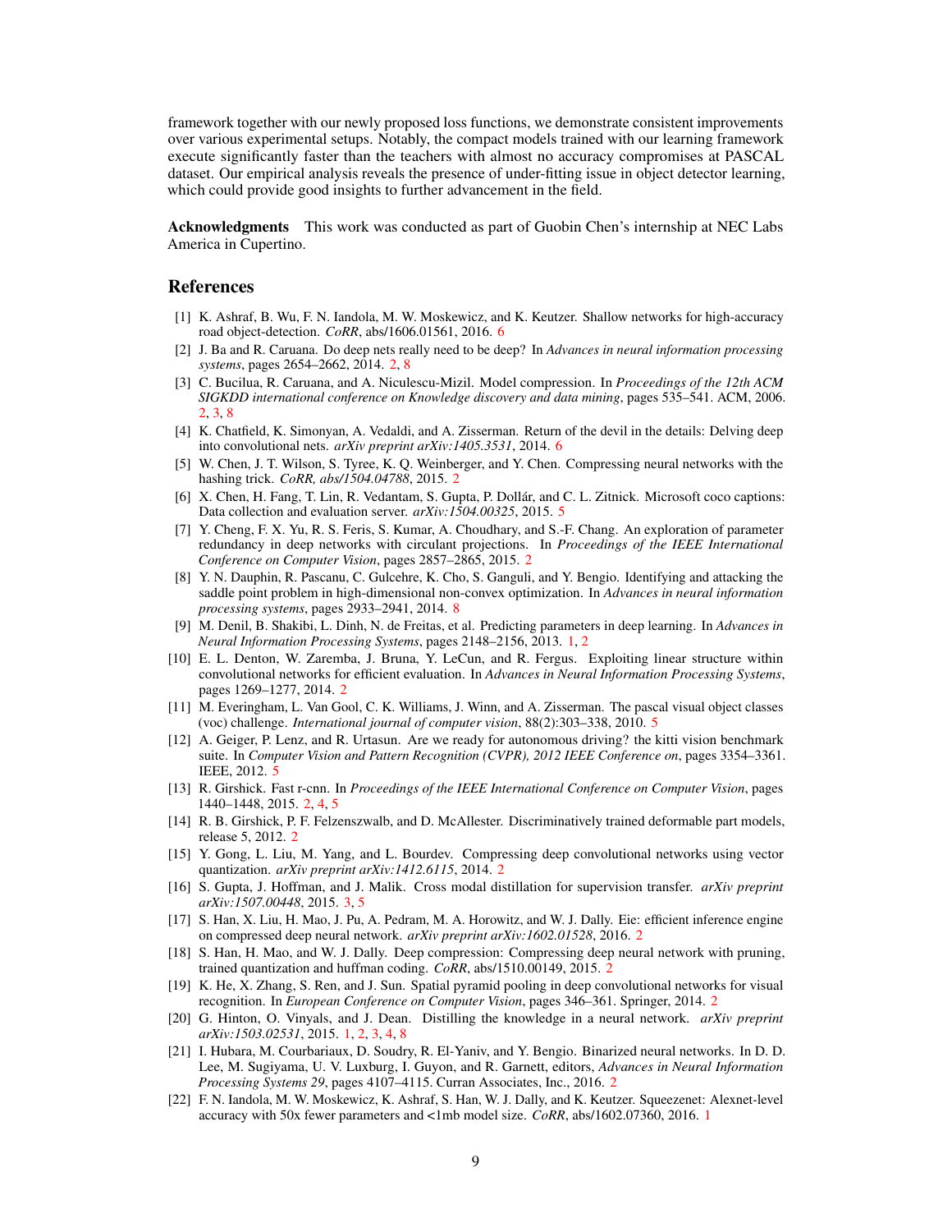framework together with our newly proposed loss functions, we demonstrate consistent improvements over various experimental setups. Notably, the compact models trained with our learning framework execute significantly faster than the teachers with almost no accuracy compromises at PASCAL dataset. Our empirical analysis reveals the presence of under-fitting issue in object detector learning, which could provide good insights to further advancement in the field.

**Acknowledgments** This work was conducted as part of Guobin Chen's internship at NEC Labs America in Cupertino.

## References

[1] K. Ashraf, B. Wu, F. N. Iandola, M. W. Moskewicz, and K. Keutzer. Shallow networks for high-accuracy road object-detection. *CoRR*, abs/1606.01561, 2016. 6

[2] J. Ba and R. Caruana. Do deep nets really need to be deep? In *Advances in neural information processing systems*, pages 2654–2662, 2014. 2, 8

[3] C. Bucilua, R. Caruana, and A. Niculescu-Mizil. Model compression. In *Proceedings of the 12th ACM SIGKDD international conference on Knowledge discovery and data mining*, pages 535–541. ACM, 2006. 2, 3, 8

[4] K. Chatfield, K. Simonyan, A. Vedaldi, and A. Zisserman. Return of the devil in the details: Delving deep into convolutional nets. *arXiv preprint arXiv:1405.3531*, 2014. 6

[5] W. Chen, J. T. Wilson, S. Tyree, K. Q. Weinberger, and Y. Chen. Compressing neural networks with the hashing trick. *CoRR, abs/1504.04788*, 2015. 2

[6] X. Chen, H. Fang, T. Lin, R. Vedantam, S. Gupta, P. Dollár, and C. L. Zitnick. Microsoft coco captions: Data collection and evaluation server. *arXiv:1504.00325*, 2015. 5

[7] Y. Cheng, F. X. Yu, R. S. Feris, S. Kumar, A. Choudhary, and S.-F. Chang. An exploration of parameter redundancy in deep networks with circulant projections. In *Proceedings of the IEEE International Conference on Computer Vision*, pages 2857–2865, 2015. 2

[8] Y. N. Dauphin, R. Pascanu, C. Gulcehre, K. Cho, S. Ganguli, and Y. Bengio. Identifying and attacking the saddle point problem in high-dimensional non-convex optimization. In *Advances in neural information processing systems*, pages 2933–2941, 2014. 8

[9] M. Denil, B. Shakibi, L. Dinh, N. de Freitas, et al. Predicting parameters in deep learning. In *Advances in Neural Information Processing Systems*, pages 2148–2156, 2013. 1, 2

[10] E. L. Denton, W. Zaremba, J. Bruna, Y. LeCun, and R. Fergus. Exploiting linear structure within convolutional networks for efficient evaluation. In *Advances in Neural Information Processing Systems*, pages 1269–1277, 2014. 2

[11] M. Everingham, L. Van Gool, C. K. Williams, J. Winn, and A. Zisserman. The pascal visual object classes (voc) challenge. *International journal of computer vision*, 88(2):303–338, 2010. 5

[12] A. Geiger, P. Lenz, and R. Urtasun. Are we ready for autonomous driving? the kitti vision benchmark suite. In *Computer Vision and Pattern Recognition (CVPR), 2012 IEEE Conference on*, pages 3354–3361. IEEE, 2012. 5

[13] R. Girshick. Fast r-cnn. In *Proceedings of the IEEE International Conference on Computer Vision*, pages 1440–1448, 2015. 2, 4, 5

[14] R. B. Girshick, P. F. Felzenszwalb, and D. McAllester. Discriminatively trained deformable part models, release 5, 2012. 2

[15] Y. Gong, L. Liu, M. Yang, and L. Bourdev. Compressing deep convolutional networks using vector quantization. *arXiv preprint arXiv:1412.6115*, 2014. 2

[16] S. Gupta, J. Hoffman, and J. Malik. Cross modal distillation for supervision transfer. *arXiv preprint arXiv:1507.00448*, 2015. 3, 5

[17] S. Han, X. Liu, H. Mao, J. Pu, A. Pedram, M. A. Horowitz, and W. J. Dally. Eie: efficient inference engine on compressed deep neural network. *arXiv preprint arXiv:1602.01528*, 2016. 2

[18] S. Han, H. Mao, and W. J. Dally. Deep compression: Compressing deep neural network with pruning, trained quantization and huffman coding. *CoRR*, abs/1510.00149, 2015. 2

[19] K. He, X. Zhang, S. Ren, and J. Sun. Spatial pyramid pooling in deep convolutional networks for visual recognition. In *European Conference on Computer Vision*, pages 346–361. Springer, 2014. 2

[20] G. Hinton, O. Vinyals, and J. Dean. Distilling the knowledge in a neural network. *arXiv preprint arXiv:1503.02531*, 2015. 1, 2, 3, 4, 8

[21] I. Hubara, M. Courbariaux, D. Soudry, R. El-Yaniv, and Y. Bengio. Binarized neural networks. In D. D. Lee, M. Sugiyama, U. V. Luxburg, I. Guyon, and R. Garnett, editors, *Advances in Neural Information Processing Systems 29*, pages 4107–4115. Curran Associates, Inc., 2016. 2

[22] F. N. Iandola, M. W. Moskewicz, K. Ashraf, S. Han, W. J. Dally, and K. Keutzer. Squeezenet: Alexnet-level accuracy with 50x fewer parameters and <1mb model size. *CoRR*, abs/1602.07360, 2016. 1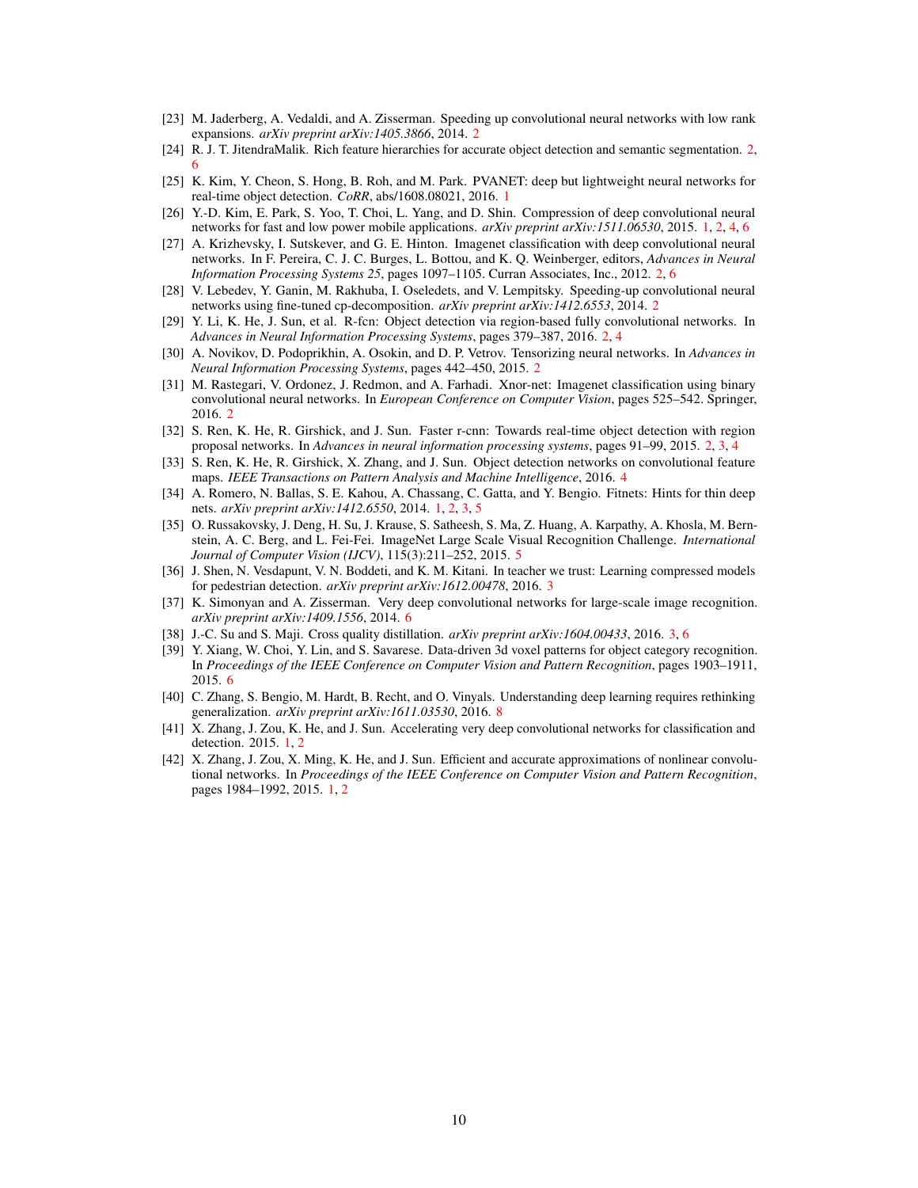[23] M. Jaderberg, A. Vedaldi, and A. Zisserman. Speeding up convolutional neural networks with low rank expansions. *arXiv preprint arXiv:1405.3866*, 2014. 2

[24] R. J. T. JitendraMalik. Rich feature hierarchies for accurate object detection and semantic segmentation. 2, 6

[25] K. Kim, Y. Cheon, S. Hong, B. Roh, and M. Park. PVANET: deep but lightweight neural networks for real-time object detection. *CoRR*, abs/1608.08021, 2016. 1

[26] Y.-D. Kim, E. Park, S. Yoo, T. Choi, L. Yang, and D. Shin. Compression of deep convolutional neural networks for fast and low power mobile applications. *arXiv preprint arXiv:1511.06530*, 2015. 1, 2, 4, 6

[27] A. Krizhevsky, I. Sutskever, and G. E. Hinton. Imagenet classification with deep convolutional neural networks. In F. Pereira, C. J. C. Burges, L. Bottou, and K. Q. Weinberger, editors, *Advances in Neural Information Processing Systems 25*, pages 1097–1105. Curran Associates, Inc., 2012. 2, 6

[28] V. Lebedev, Y. Ganin, M. Rakhuba, I. Oseledets, and V. Lempitsky. Speeding-up convolutional neural networks using fine-tuned cp-decomposition. *arXiv preprint arXiv:1412.6553*, 2014. 2

[29] Y. Li, K. He, J. Sun, et al. R-fcn: Object detection via region-based fully convolutional networks. In *Advances in Neural Information Processing Systems*, pages 379–387, 2016. 2, 4

[30] A. Novikov, D. Podoprikhin, A. Osokin, and D. P. Vetrov. Tensorizing neural networks. In *Advances in Neural Information Processing Systems*, pages 442–450, 2015. 2

[31] M. Rastegari, V. Ordonez, J. Redmon, and A. Farhadi. Xnor-net: Imagenet classification using binary convolutional neural networks. In *European Conference on Computer Vision*, pages 525–542. Springer, 2016. 2

[32] S. Ren, K. He, R. Girshick, and J. Sun. Faster r-cnn: Towards real-time object detection with region proposal networks. In *Advances in neural information processing systems*, pages 91–99, 2015. 2, 3, 4

[33] S. Ren, K. He, R. Girshick, X. Zhang, and J. Sun. Object detection networks on convolutional feature maps. *IEEE Transactions on Pattern Analysis and Machine Intelligence*, 2016. 4

[34] A. Romero, N. Ballas, S. E. Kahou, A. Chassang, C. Gatta, and Y. Bengio. Fitnets: Hints for thin deep nets. *arXiv preprint arXiv:1412.6550*, 2014. 1, 2, 3, 5

[35] O. Russakovsky, J. Deng, H. Su, J. Krause, S. Satheesh, S. Ma, Z. Huang, A. Karpathy, A. Khosla, M. Bernstein, A. C. Berg, and L. Fei-Fei. ImageNet Large Scale Visual Recognition Challenge. *International Journal of Computer Vision (IJCV)*, 115(3):211–252, 2015. 5

[36] J. Shen, N. Vesdapunt, V. N. Boddeti, and K. M. Kitani. In teacher we trust: Learning compressed models for pedestrian detection. *arXiv preprint arXiv:1612.00478*, 2016. 3

[37] K. Simonyan and A. Zisserman. Very deep convolutional networks for large-scale image recognition. *arXiv preprint arXiv:1409.1556*, 2014. 6

[38] J.-C. Su and S. Maji. Cross quality distillation. *arXiv preprint arXiv:1604.00433*, 2016. 3, 6

[39] Y. Xiang, W. Choi, Y. Lin, and S. Savarese. Data-driven 3d voxel patterns for object category recognition. In *Proceedings of the IEEE Conference on Computer Vision and Pattern Recognition*, pages 1903–1911, 2015. 6

[40] C. Zhang, S. Bengio, M. Hardt, B. Recht, and O. Vinyals. Understanding deep learning requires rethinking generalization. *arXiv preprint arXiv:1611.03530*, 2016. 8

[41] X. Zhang, J. Zou, K. He, and J. Sun. Accelerating very deep convolutional networks for classification and detection. 2015. 1, 2

[42] X. Zhang, J. Zou, X. Ming, K. He, and J. Sun. Efficient and accurate approximations of nonlinear convolutional networks. In *Proceedings of the IEEE Conference on Computer Vision and Pattern Recognition*, pages 1984–1992, 2015. 1, 2